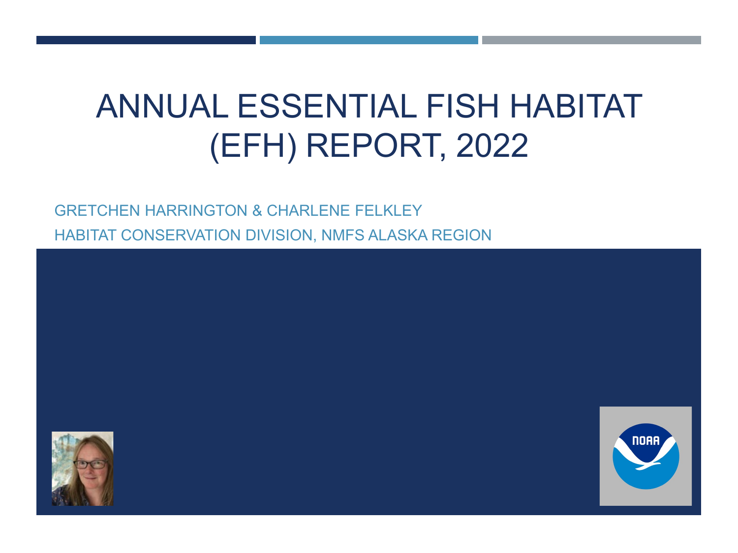# ANNUAL ESSENTIAL FISH HABITAT (EFH) REPORT, 2022

GRETCHEN HARRINGTON & CHARLENE FELKLEY

HABITAT CONSERVATION DIVISION, NMFS ALASKA REGION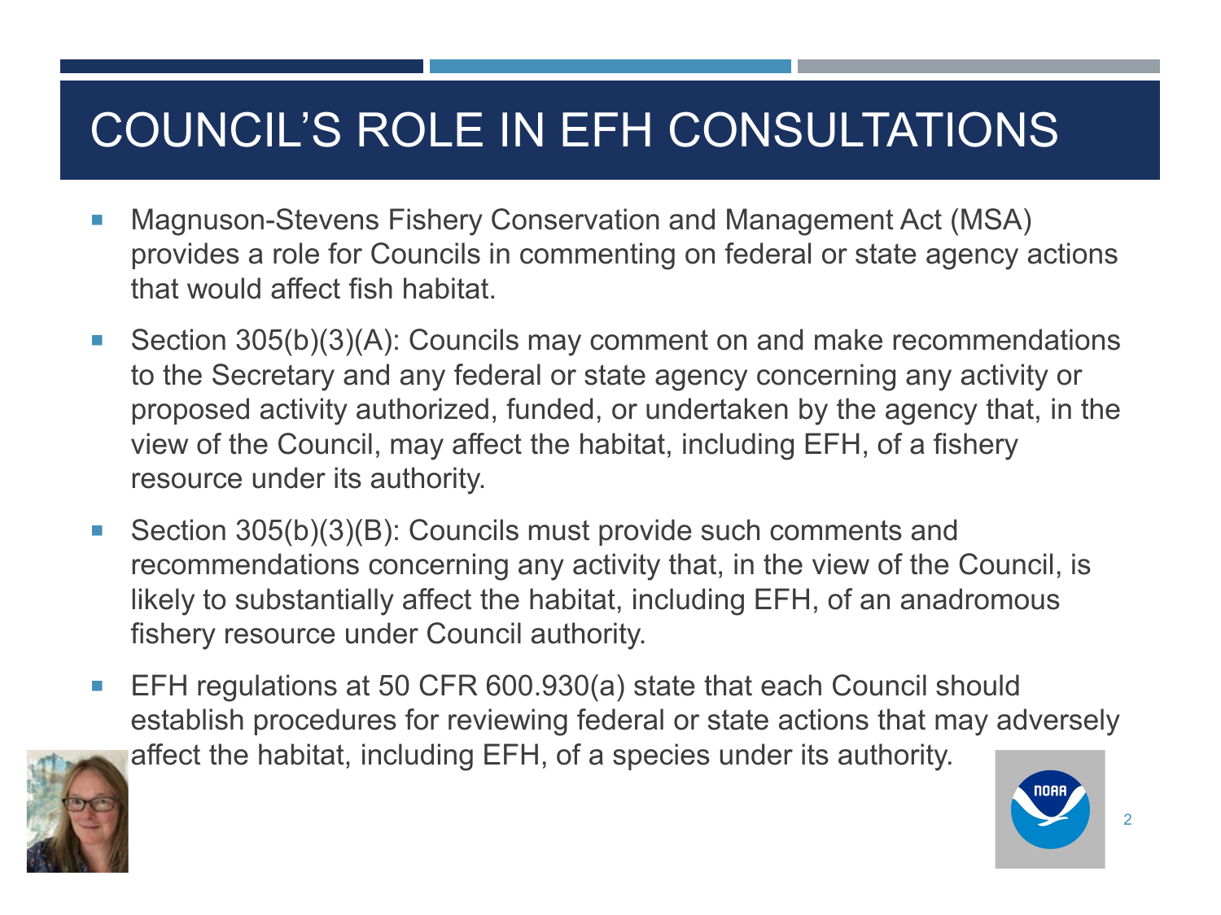# COUNCIL'S ROLE IN EFH CONSULTATIONS

- Magnuson-Stevens Fishery Conservation and Management Act (MSA) provides a role for Councils in commenting on federal or state agency actions that would affect fish habitat.
- Section 305(b)(3)(A): Councils may comment on and make recommendations to the Secretary and any federal or state agency concerning any activity or proposed activity authorized, funded, or undertaken by the agency that, in the view of the Council, may affect the habitat, including EFH, of a fishery resource under its authority.
- Section 305(b)(3)(B): Councils must provide such comments and recommendations concerning any activity that, in the view of the Council, is likely to substantially affect the habitat, including EFH, of an anadromous fishery resource under Council authority.
- EFH regulations at 50 CFR 600.930(a) state that each Council should establish procedures for reviewing federal or state actions that may adversely affect the habitat, including EFH, of a species under its authority.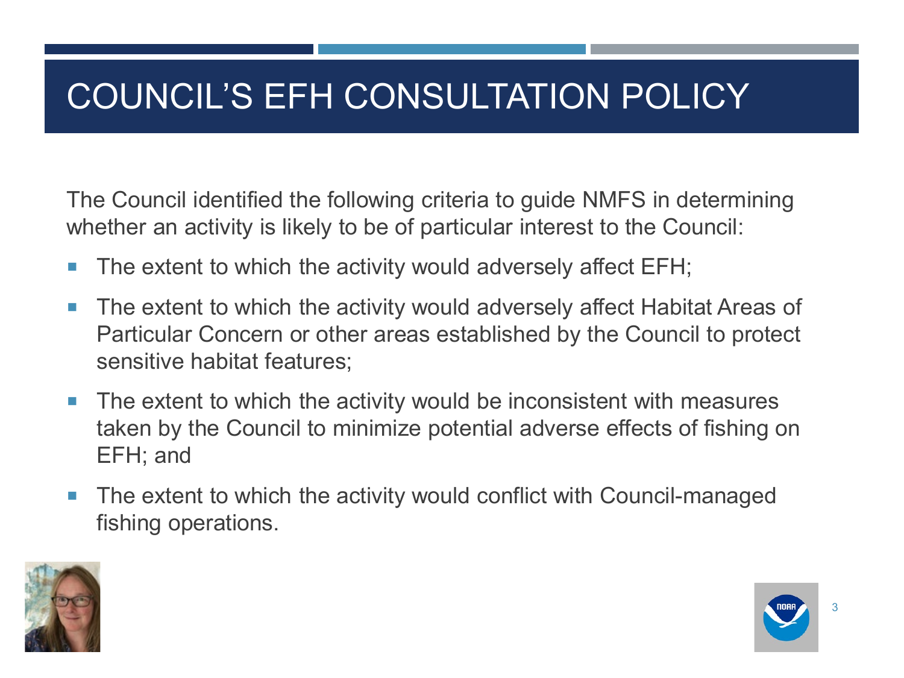# COUNCIL'S EFH CONSULTATION POLICY

The Council identified the following criteria to guide NMFS in determining whether an activity is likely to be of particular interest to the Council:

- The extent to which the activity would adversely affect EFH;
- The extent to which the activity would adversely affect Habitat Areas of Particular Concern or other areas established by the Council to protect sensitive habitat features;
- The extent to which the activity would be inconsistent with measures taken by the Council to minimize potential adverse effects of fishing on EFH; and
- The extent to which the activity would conflict with Council-managed fishing operations.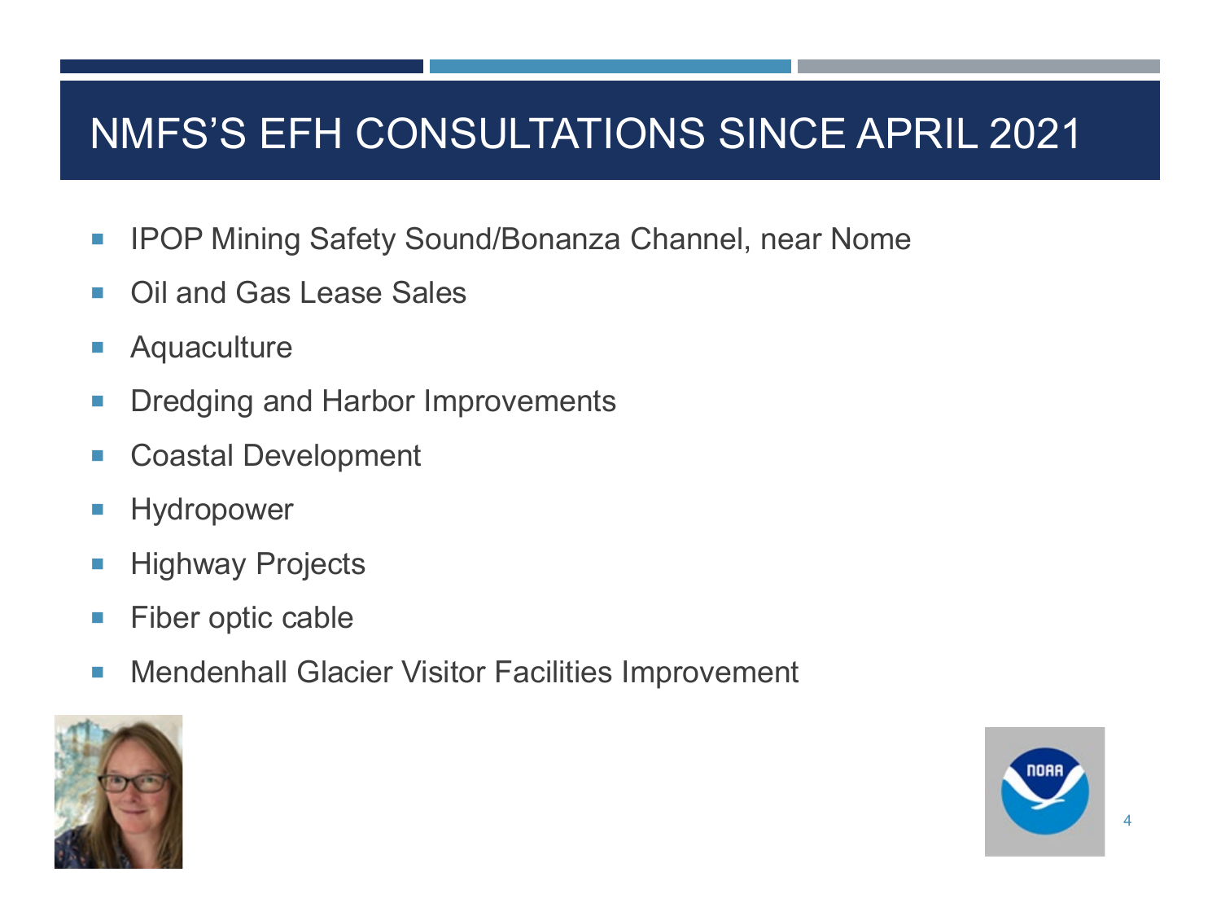# NMFS'S EFH CONSULTATIONS SINCE APRIL 2021

- IPOP Mining Safety Sound/Bonanza Channel, near Nome
- Oil and Gas Lease Sales
- Aquaculture
- Dredging and Harbor Improvements
- Coastal Development
- Hydropower
- Highway Projects
- Fiber optic cable
- Mendenhall Glacier Visitor Facilities Improvement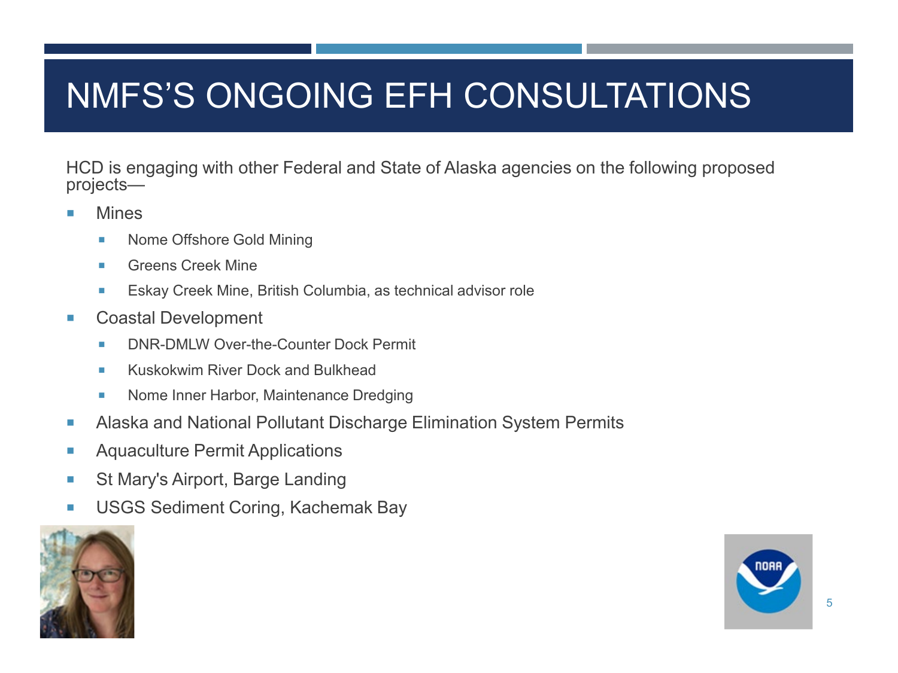# NMFS'S ONGOING EFH CONSULTATIONS

HCD is engaging with other Federal and State of Alaska agencies on the following proposed projects—

- Mines
  - Nome Offshore Gold Mining
  - Greens Creek Mine
  - Eskay Creek Mine, British Columbia, as technical advisor role
- Coastal Development
  - DNR-DMLW Over-the-Counter Dock Permit
  - Kuskokwim River Dock and Bulkhead
  - Nome Inner Harbor, Maintenance Dredging
- Alaska and National Pollutant Discharge Elimination System Permits
- Aquaculture Permit Applications
- St Mary's Airport, Barge Landing
- USGS Sediment Coring, Kachemak Bay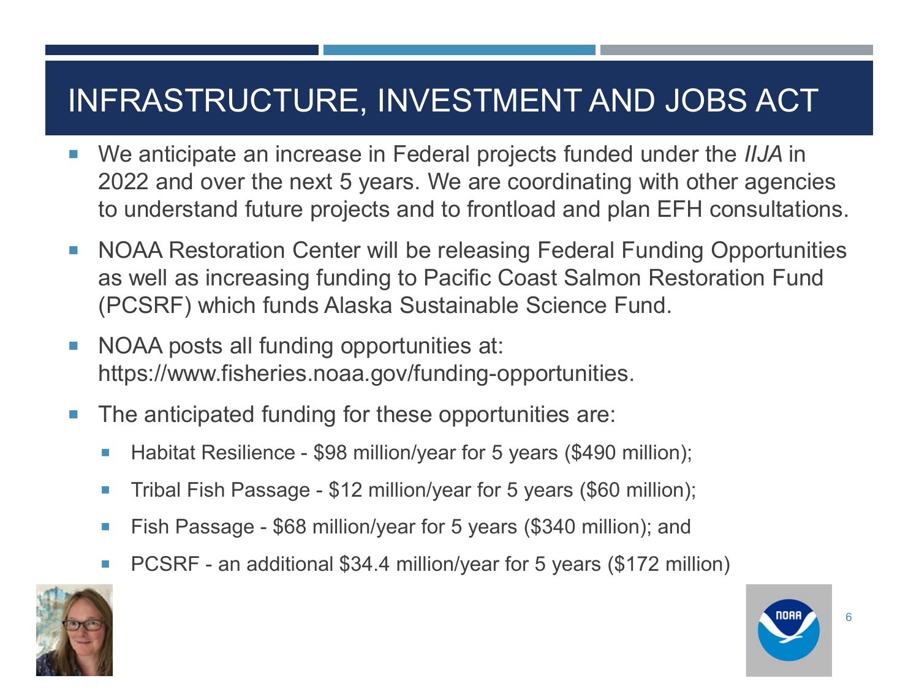# INFRASTRUCTURE, INVESTMENT AND JOBS ACT

- We anticipate an increase in Federal projects funded under the *IIJA* in 2022 and over the next 5 years. We are coordinating with other agencies to understand future projects and to frontload and plan EFH consultations.
- NOAA Restoration Center will be releasing Federal Funding Opportunities as well as increasing funding to Pacific Coast Salmon Restoration Fund (PCSRF) which funds Alaska Sustainable Science Fund.
- NOAA posts all funding opportunities at: https://www.fisheries.noaa.gov/funding-opportunities.
- The anticipated funding for these opportunities are:
  - Habitat Resilience - $98 million/year for 5 years ($490 million);
  - Tribal Fish Passage - $12 million/year for 5 years ($60 million);
  - Fish Passage - $68 million/year for 5 years ($340 million); and
  - PCSRF - an additional $34.4 million/year for 5 years ($172 million)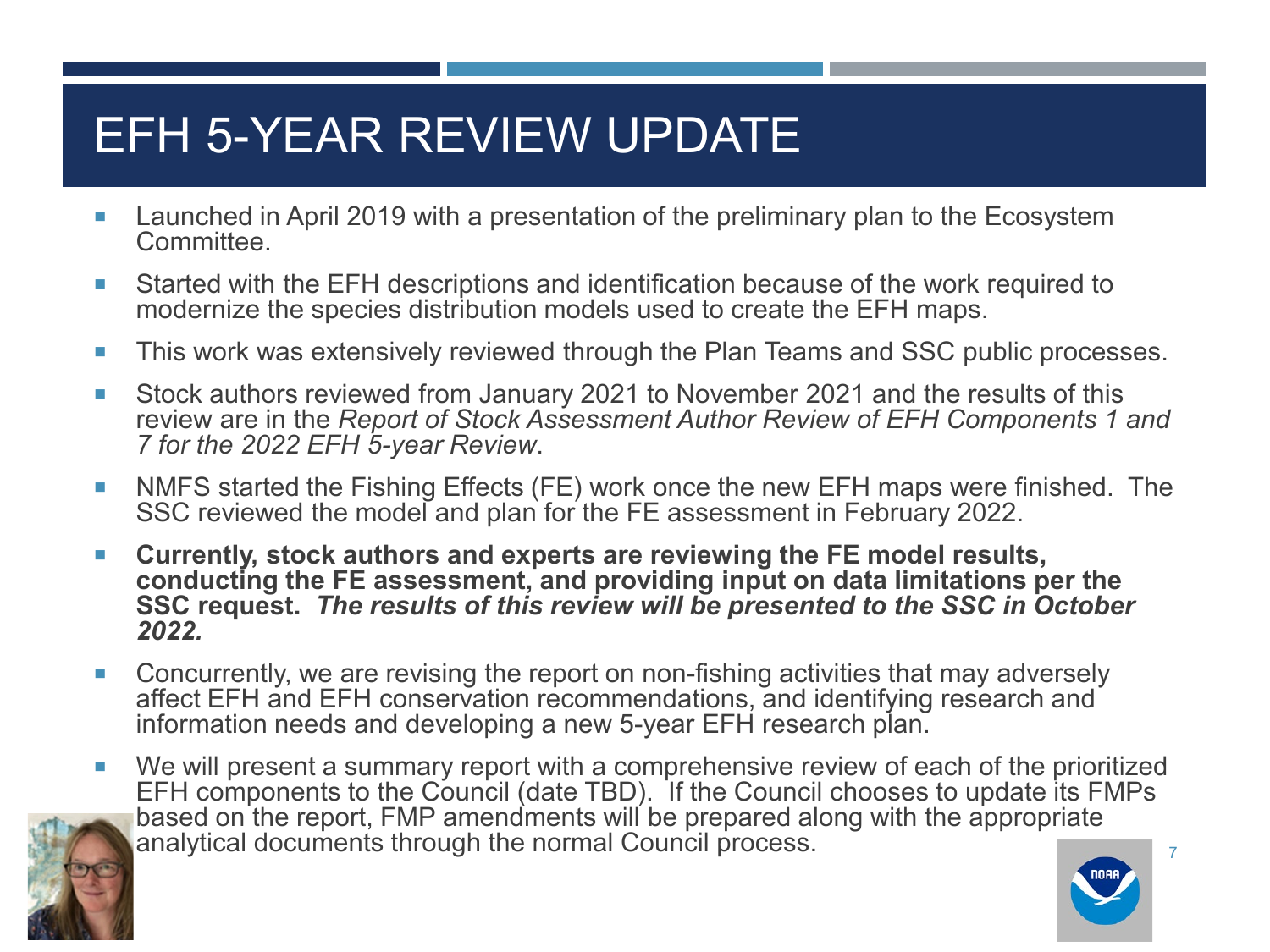# EFH 5-YEAR REVIEW UPDATE

- Launched in April 2019 with a presentation of the preliminary plan to the Ecosystem Committee.
- Started with the EFH descriptions and identification because of the work required to modernize the species distribution models used to create the EFH maps.
- This work was extensively reviewed through the Plan Teams and SSC public processes.
- Stock authors reviewed from January 2021 to November 2021 and the results of this review are in the *Report of Stock Assessment Author Review of EFH Components 1 and 7 for the 2022 EFH 5-year Review*.
- NMFS started the Fishing Effects (FE) work once the new EFH maps were finished. The SSC reviewed the model and plan for the FE assessment in February 2022.
- **Currently, stock authors and experts are reviewing the FE model results, conducting the FE assessment, and providing input on data limitations per the SSC request.** ***The results of this review will be presented to the SSC in October 2022.***
- Concurrently, we are revising the report on non-fishing activities that may adversely affect EFH and EFH conservation recommendations, and identifying research and information needs and developing a new 5-year EFH research plan.
- We will present a summary report with a comprehensive review of each of the prioritized EFH components to the Council (date TBD). If the Council chooses to update its FMPs based on the report, FMP amendments will be prepared along with the appropriate analytical documents through the normal Council process.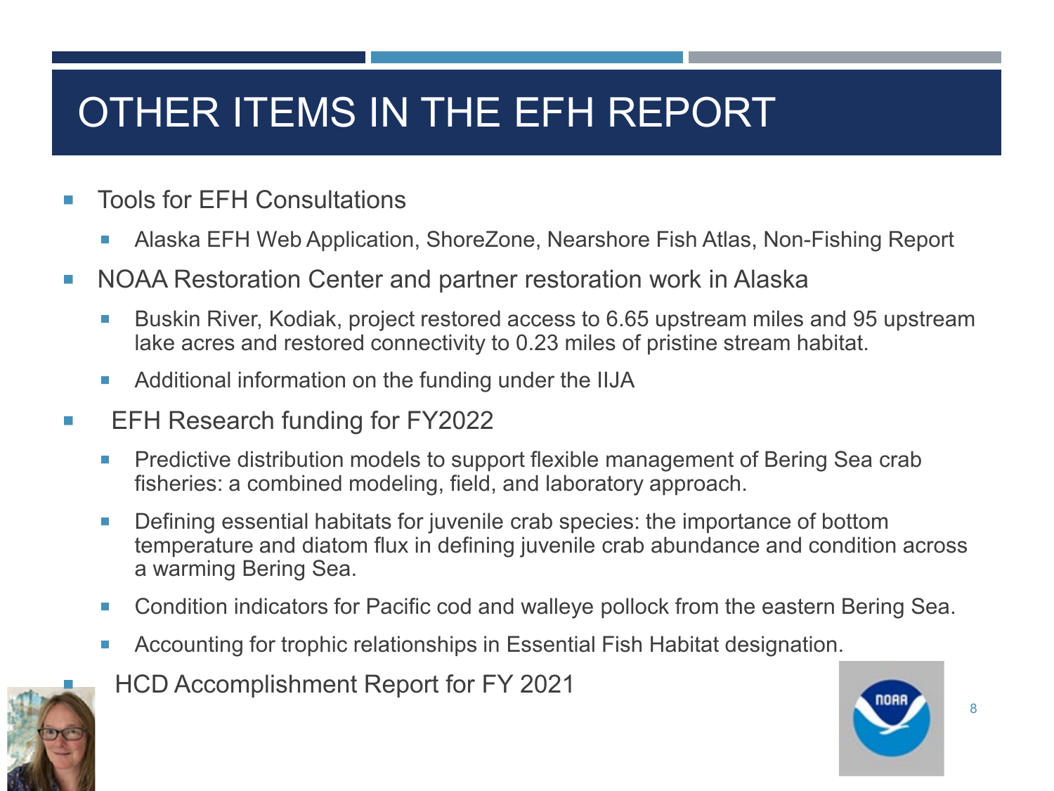# OTHER ITEMS IN THE EFH REPORT

- Tools for EFH Consultations
  - Alaska EFH Web Application, ShoreZone, Nearshore Fish Atlas, Non-Fishing Report
- NOAA Restoration Center and partner restoration work in Alaska
  - Buskin River, Kodiak, project restored access to 6.65 upstream miles and 95 upstream lake acres and restored connectivity to 0.23 miles of pristine stream habitat.
  - Additional information on the funding under the IIJA
- EFH Research funding for FY2022
  - Predictive distribution models to support flexible management of Bering Sea crab fisheries: a combined modeling, field, and laboratory approach.
  - Defining essential habitats for juvenile crab species: the importance of bottom temperature and diatom flux in defining juvenile crab abundance and condition across a warming Bering Sea.
  - Condition indicators for Pacific cod and walleye pollock from the eastern Bering Sea.
  - Accounting for trophic relationships in Essential Fish Habitat designation.
- HCD Accomplishment Report for FY 2021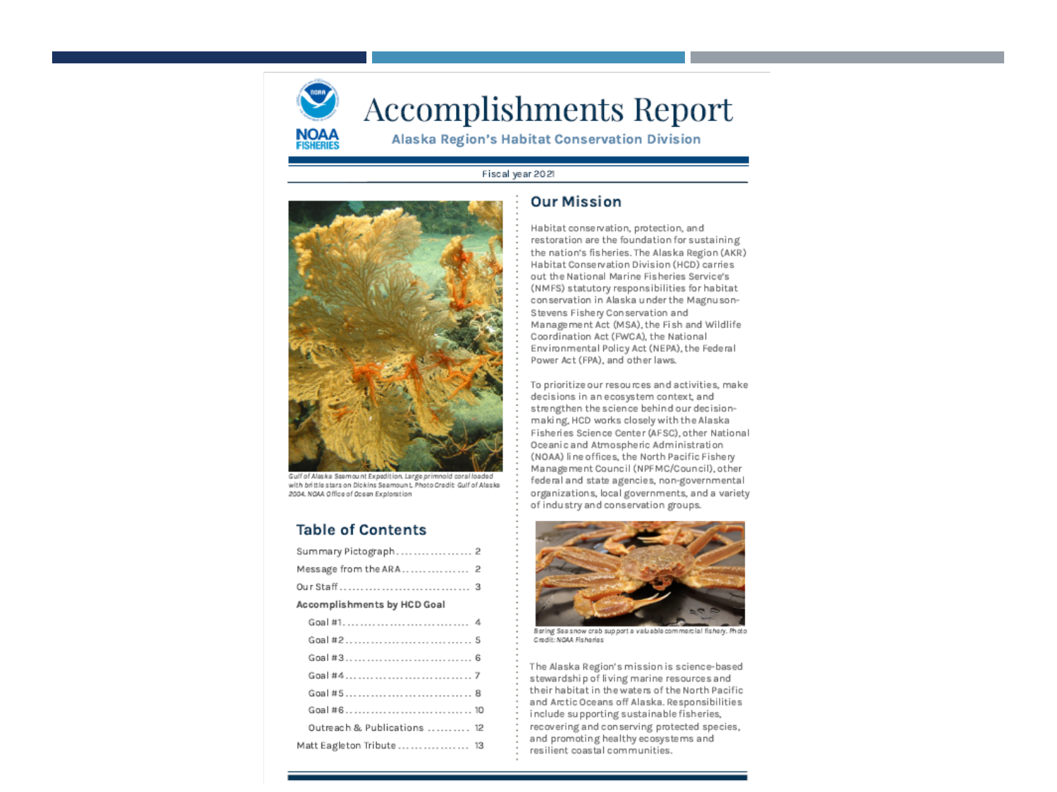# Accomplishments Report

## Alaska Region's Habitat Conservation Division

Fiscal year 2021

Gulf of Alaska Seamount Expedition. Large primnoid coral loaded with brittle stars on Dickins Seamount. Photo Credit: Gulf of Alaska 2004. NOAA Office of Ocean Exploration

## Our Mission

Habitat conservation, protection, and restoration are the foundation for sustaining the nation's fisheries. The Alaska Region (AKR) Habitat Conservation Division (HCD) carries out the National Marine Fisheries Service's (NMFS) statutory responsibilities for habitat conservation in Alaska under the Magnuson-Stevens Fishery Conservation and Management Act (MSA), the Fish and Wildlife Coordination Act (FWCA), the National Environmental Policy Act (NEPA), the Federal Power Act (FPA), and other laws.

To prioritize our resources and activities, make decisions in an ecosystem context, and strengthen the science behind our decision-making, HCD works closely with the Alaska Fisheries Science Center (AFSC), other National Oceanic and Atmospheric Administration (NOAA) line offices, the North Pacific Fishery Management Council (NPFMC/Council), other federal and state agencies, non-governmental organizations, local governments, and a variety of industry and conservation groups.

Bering Sea snow crab support a valuable commercial fishery. Photo Credit: NOAA Fisheries

The Alaska Region's mission is science-based stewardship of living marine resources and their habitat in the waters of the North Pacific and Arctic Oceans off Alaska. Responsibilities include supporting sustainable fisheries, recovering and conserving protected species, and promoting healthy ecosystems and resilient coastal communities.

## Table of Contents

- Summary Pictograph .................. 2
- Message from the ARA .................. 2
- Our Staff .................. 3
- **Accomplishments by HCD Goal**
  - Goal #1 .................. 4
  - Goal #2 .................. 5
  - Goal #3 .................. 6
  - Goal #4 .................. 7
  - Goal #5 .................. 8
  - Goal #6 .................. 10
  - Outreach & Publications .................. 12
- Matt Eagleton Tribute .................. 13